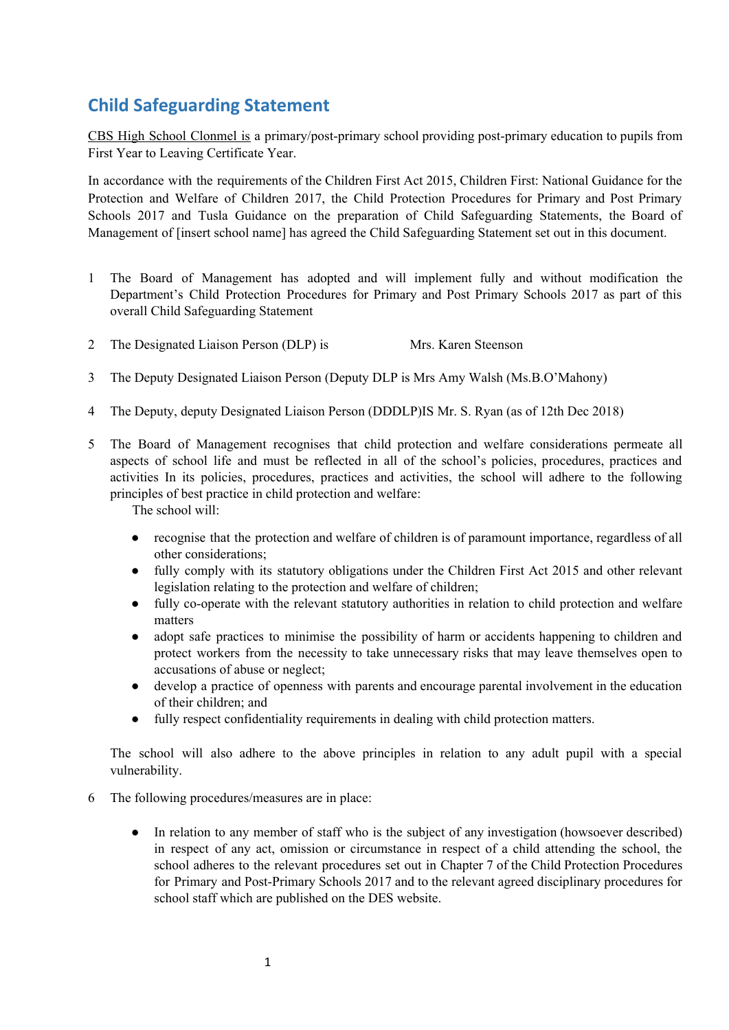## Child Safeguarding Statement

CBS High School Clonmel is a primary/post-primary school providing post-primary education to pupils from First Year to Leaving Certificate Year.

In accordance with the requirements of the Children First Act 2015, Children First: National Guidance for the Protection and Welfare of Children 2017, the Child Protection Procedures for Primary and Post Primary Schools 2017 and Tusla Guidance on the preparation of Child Safeguarding Statements, the Board of Management of [insert school name] has agreed the Child Safeguarding Statement set out in this document.

1. The Board of Management has adopted and will implement fully and without modification the Department's Child Protection Procedures for Primary and Post Primary Schools 2017 as part of this overall Child Safeguarding Statement

2. The Designated Liaison Person (DLP) is Mrs. Karen Steenson

3. The Deputy Designated Liaison Person (Deputy DLP is Mrs Amy Walsh (Ms.B.O'Mahony)

4. The Deputy, deputy Designated Liaison Person (DDDLP)IS Mr. S. Ryan (as of 12th Dec 2018)

5. The Board of Management recognises that child protection and welfare considerations permeate all aspects of school life and must be reflected in all of the school's policies, procedures, practices and activities In its policies, procedures, practices and activities, the school will adhere to the following principles of best practice in child protection and welfare:

   The school will:

   - recognise that the protection and welfare of children is of paramount importance, regardless of all other considerations;
   - fully comply with its statutory obligations under the Children First Act 2015 and other relevant legislation relating to the protection and welfare of children;
   - fully co-operate with the relevant statutory authorities in relation to child protection and welfare matters
   - adopt safe practices to minimise the possibility of harm or accidents happening to children and protect workers from the necessity to take unnecessary risks that may leave themselves open to accusations of abuse or neglect;
   - develop a practice of openness with parents and encourage parental involvement in the education of their children; and
   - fully respect confidentiality requirements in dealing with child protection matters.

   The school will also adhere to the above principles in relation to any adult pupil with a special vulnerability.

6. The following procedures/measures are in place:

   - In relation to any member of staff who is the subject of any investigation (howsoever described) in respect of any act, omission or circumstance in respect of a child attending the school, the school adheres to the relevant procedures set out in Chapter 7 of the Child Protection Procedures for Primary and Post-Primary Schools 2017 and to the relevant agreed disciplinary procedures for school staff which are published on the DES website.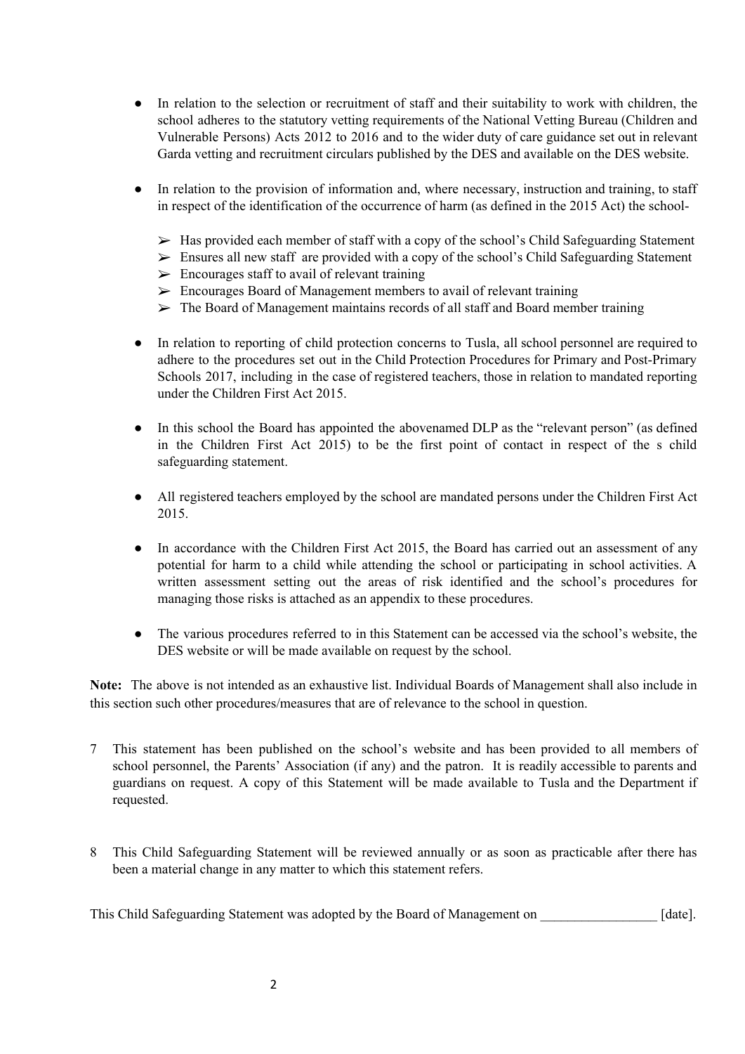- In relation to the selection or recruitment of staff and their suitability to work with children, the school adheres to the statutory vetting requirements of the National Vetting Bureau (Children and Vulnerable Persons) Acts 2012 to 2016 and to the wider duty of care guidance set out in relevant Garda vetting and recruitment circulars published by the DES and available on the DES website.

- In relation to the provision of information and, where necessary, instruction and training, to staff in respect of the identification of the occurrence of harm (as defined in the 2015 Act) the school-

  - ➢ Has provided each member of staff with a copy of the school's Child Safeguarding Statement
  - ➢ Ensures all new staff are provided with a copy of the school's Child Safeguarding Statement
  - ➢ Encourages staff to avail of relevant training
  - ➢ Encourages Board of Management members to avail of relevant training
  - ➢ The Board of Management maintains records of all staff and Board member training

- In relation to reporting of child protection concerns to Tusla, all school personnel are required to adhere to the procedures set out in the Child Protection Procedures for Primary and Post-Primary Schools 2017, including in the case of registered teachers, those in relation to mandated reporting under the Children First Act 2015.

- In this school the Board has appointed the abovenamed DLP as the "relevant person" (as defined in the Children First Act 2015) to be the first point of contact in respect of the s child safeguarding statement.

- All registered teachers employed by the school are mandated persons under the Children First Act 2015.

- In accordance with the Children First Act 2015, the Board has carried out an assessment of any potential for harm to a child while attending the school or participating in school activities. A written assessment setting out the areas of risk identified and the school's procedures for managing those risks is attached as an appendix to these procedures.

- The various procedures referred to in this Statement can be accessed via the school's website, the DES website or will be made available on request by the school.

**Note:** The above is not intended as an exhaustive list. Individual Boards of Management shall also include in this section such other procedures/measures that are of relevance to the school in question.

7 This statement has been published on the school's website and has been provided to all members of school personnel, the Parents' Association (if any) and the patron. It is readily accessible to parents and guardians on request. A copy of this Statement will be made available to Tusla and the Department if requested.

8 This Child Safeguarding Statement will be reviewed annually or as soon as practicable after there has been a material change in any matter to which this statement refers.

This Child Safeguarding Statement was adopted by the Board of Management on _________________ [date].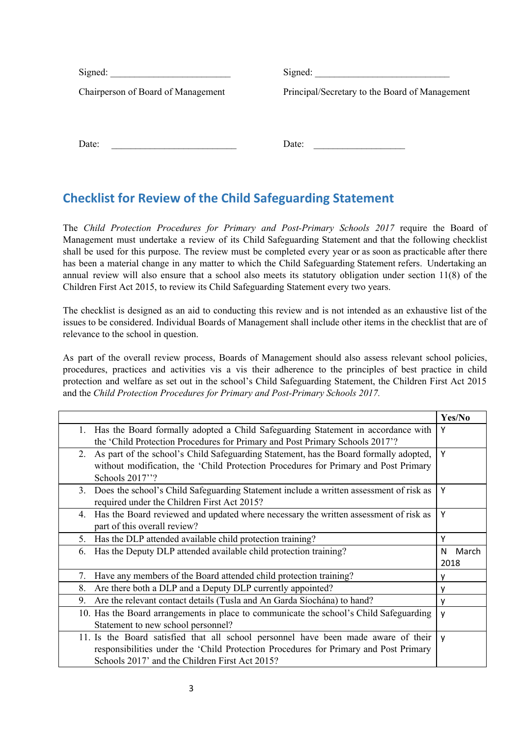Signed: ________________________

Chairperson of Board of Management

Signed: ___________________________

Principal/Secretary to the Board of Management

Date: __________________________

Date: ___________________

## Checklist for Review of the Child Safeguarding Statement

The *Child Protection Procedures for Primary and Post-Primary Schools 2017* require the Board of Management must undertake a review of its Child Safeguarding Statement and that the following checklist shall be used for this purpose. The review must be completed every year or as soon as practicable after there has been a material change in any matter to which the Child Safeguarding Statement refers. Undertaking an annual review will also ensure that a school also meets its statutory obligation under section 11(8) of the Children First Act 2015, to review its Child Safeguarding Statement every two years.

The checklist is designed as an aid to conducting this review and is not intended as an exhaustive list of the issues to be considered. Individual Boards of Management shall include other items in the checklist that are of relevance to the school in question.

As part of the overall review process, Boards of Management should also assess relevant school policies, procedures, practices and activities vis a vis their adherence to the principles of best practice in child protection and welfare as set out in the school's Child Safeguarding Statement, the Children First Act 2015 and the *Child Protection Procedures for Primary and Post-Primary Schools 2017.*

| | Yes/No |
|---|---|
| 1. Has the Board formally adopted a Child Safeguarding Statement in accordance with the 'Child Protection Procedures for Primary and Post Primary Schools 2017'? | Y |
| 2. As part of the school's Child Safeguarding Statement, has the Board formally adopted, without modification, the 'Child Protection Procedures for Primary and Post Primary Schools 2017''? | Y |
| 3. Does the school's Child Safeguarding Statement include a written assessment of risk as required under the Children First Act 2015? | Y |
| 4. Has the Board reviewed and updated where necessary the written assessment of risk as part of this overall review? | Y |
| 5. Has the DLP attended available child protection training? | Y |
| 6. Has the Deputy DLP attended available child protection training? | N March 2018 |
| 7. Have any members of the Board attended child protection training? | y |
| 8. Are there both a DLP and a Deputy DLP currently appointed? | y |
| 9. Are the relevant contact details (Tusla and An Garda Síochána) to hand? | y |
| 10. Has the Board arrangements in place to communicate the school's Child Safeguarding Statement to new school personnel? | y |
| 11. Is the Board satisfied that all school personnel have been made aware of their responsibilities under the 'Child Protection Procedures for Primary and Post Primary Schools 2017' and the Children First Act 2015? | y |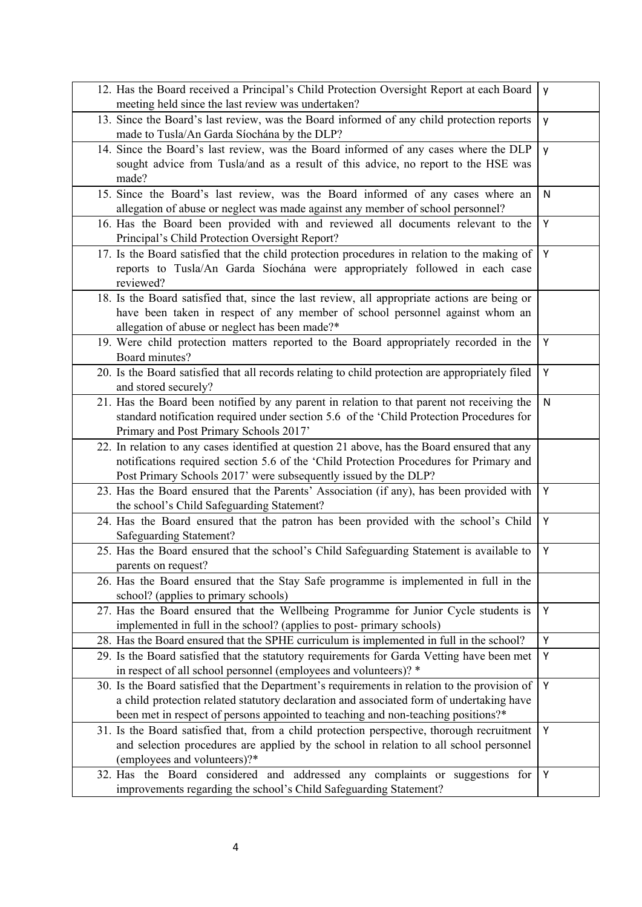| | |
|---|---|
| 12. Has the Board received a Principal's Child Protection Oversight Report at each Board meeting held since the last review was undertaken? | y |
| 13. Since the Board's last review, was the Board informed of any child protection reports made to Tusla/An Garda Síochána by the DLP? | y |
| 14. Since the Board's last review, was the Board informed of any cases where the DLP sought advice from Tusla/and as a result of this advice, no report to the HSE was made? | y |
| 15. Since the Board's last review, was the Board informed of any cases where an allegation of abuse or neglect was made against any member of school personnel? | N |
| 16. Has the Board been provided with and reviewed all documents relevant to the Principal's Child Protection Oversight Report? | Y |
| 17. Is the Board satisfied that the child protection procedures in relation to the making of reports to Tusla/An Garda Síochána were appropriately followed in each case reviewed? | Y |
| 18. Is the Board satisfied that, since the last review, all appropriate actions are being or have been taken in respect of any member of school personnel against whom an allegation of abuse or neglect has been made?* | |
| 19. Were child protection matters reported to the Board appropriately recorded in the Board minutes? | Y |
| 20. Is the Board satisfied that all records relating to child protection are appropriately filed and stored securely? | Y |
| 21. Has the Board been notified by any parent in relation to that parent not receiving the standard notification required under section 5.6 of the 'Child Protection Procedures for Primary and Post Primary Schools 2017' | N |
| 22. In relation to any cases identified at question 21 above, has the Board ensured that any notifications required section 5.6 of the 'Child Protection Procedures for Primary and Post Primary Schools 2017' were subsequently issued by the DLP? | |
| 23. Has the Board ensured that the Parents' Association (if any), has been provided with the school's Child Safeguarding Statement? | Y |
| 24. Has the Board ensured that the patron has been provided with the school's Child Safeguarding Statement? | Y |
| 25. Has the Board ensured that the school's Child Safeguarding Statement is available to parents on request? | Y |
| 26. Has the Board ensured that the Stay Safe programme is implemented in full in the school? (applies to primary schools) | |
| 27. Has the Board ensured that the Wellbeing Programme for Junior Cycle students is implemented in full in the school? (applies to post- primary schools) | Y |
| 28. Has the Board ensured that the SPHE curriculum is implemented in full in the school? | Y |
| 29. Is the Board satisfied that the statutory requirements for Garda Vetting have been met in respect of all school personnel (employees and volunteers)? * | Y |
| 30. Is the Board satisfied that the Department's requirements in relation to the provision of a child protection related statutory declaration and associated form of undertaking have been met in respect of persons appointed to teaching and non-teaching positions?* | Y |
| 31. Is the Board satisfied that, from a child protection perspective, thorough recruitment and selection procedures are applied by the school in relation to all school personnel (employees and volunteers)?* | Y |
| 32. Has the Board considered and addressed any complaints or suggestions for improvements regarding the school's Child Safeguarding Statement? | Y |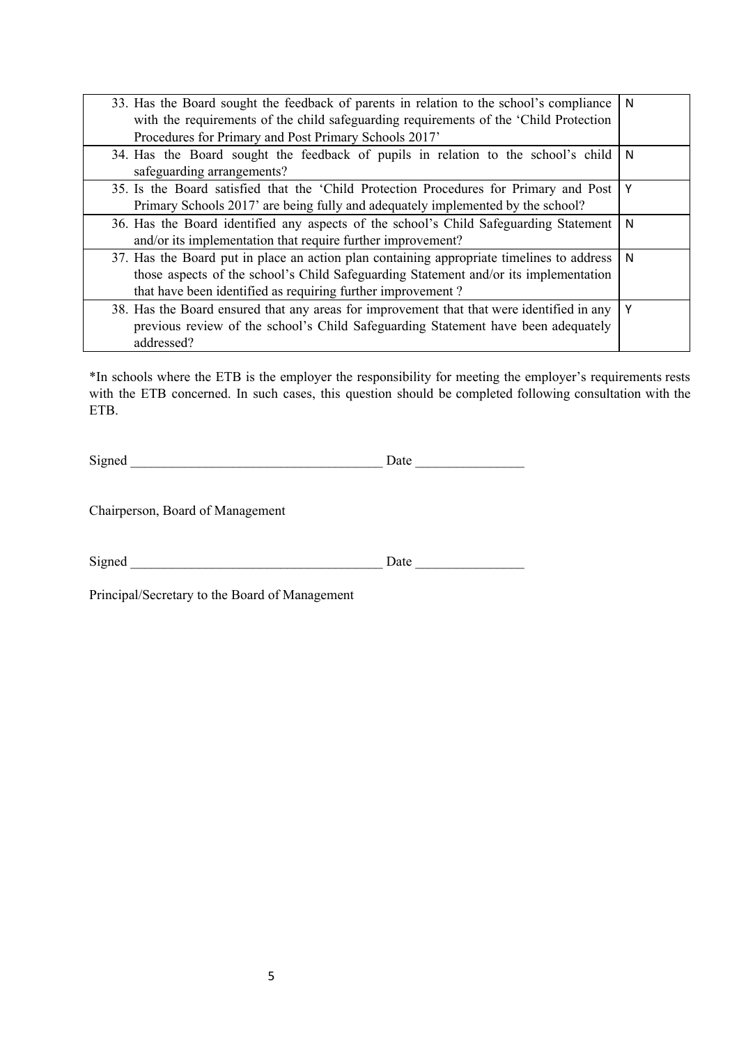| | |
|---|---|
| 33. Has the Board sought the feedback of parents in relation to the school's compliance with the requirements of the child safeguarding requirements of the 'Child Protection Procedures for Primary and Post Primary Schools 2017' | N |
| 34. Has the Board sought the feedback of pupils in relation to the school's child safeguarding arrangements? | N |
| 35. Is the Board satisfied that the 'Child Protection Procedures for Primary and Post Primary Schools 2017' are being fully and adequately implemented by the school? | Y |
| 36. Has the Board identified any aspects of the school's Child Safeguarding Statement and/or its implementation that require further improvement? | N |
| 37. Has the Board put in place an action plan containing appropriate timelines to address those aspects of the school's Child Safeguarding Statement and/or its implementation that have been identified as requiring further improvement ? | N |
| 38. Has the Board ensured that any areas for improvement that that were identified in any previous review of the school's Child Safeguarding Statement have been adequately addressed? | Y |

*In schools where the ETB is the employer the responsibility for meeting the employer's requirements rests with the ETB concerned. In such cases, this question should be completed following consultation with the ETB.

Signed _____________________________________ Date ________________

Chairperson, Board of Management

Signed _____________________________________ Date ________________

Principal/Secretary to the Board of Management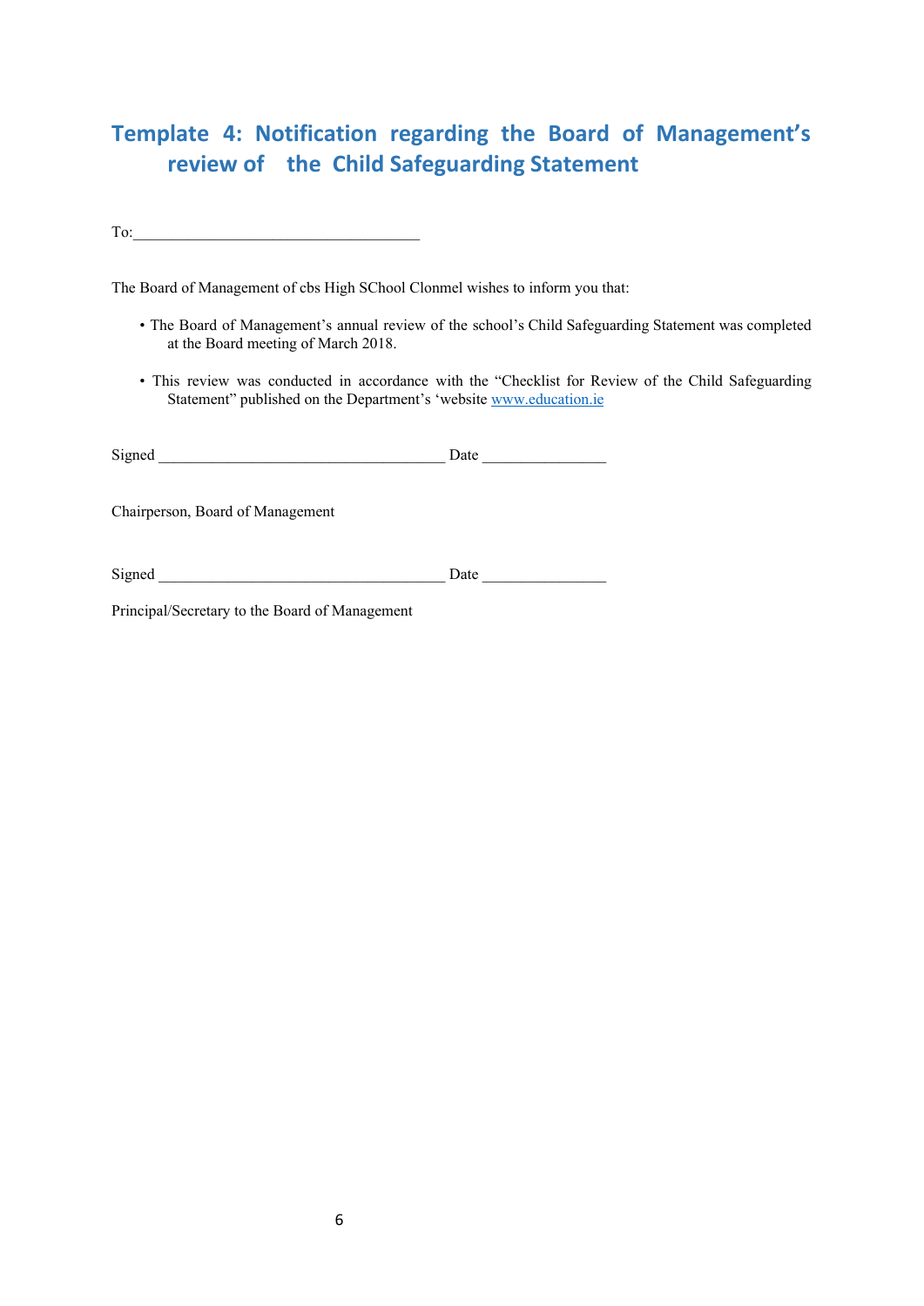## Template 4: Notification regarding the Board of Management's review of the Child Safeguarding Statement

To:___________________________________

The Board of Management of cbs High SChool Clonmel wishes to inform you that:

- The Board of Management's annual review of the school's Child Safeguarding Statement was completed at the Board meeting of March 2018.
- This review was conducted in accordance with the "Checklist for Review of the Child Safeguarding Statement" published on the Department's 'website www.education.ie

Signed ___________________________________ Date _______________

Chairperson, Board of Management

Signed ___________________________________ Date _______________

Principal/Secretary to the Board of Management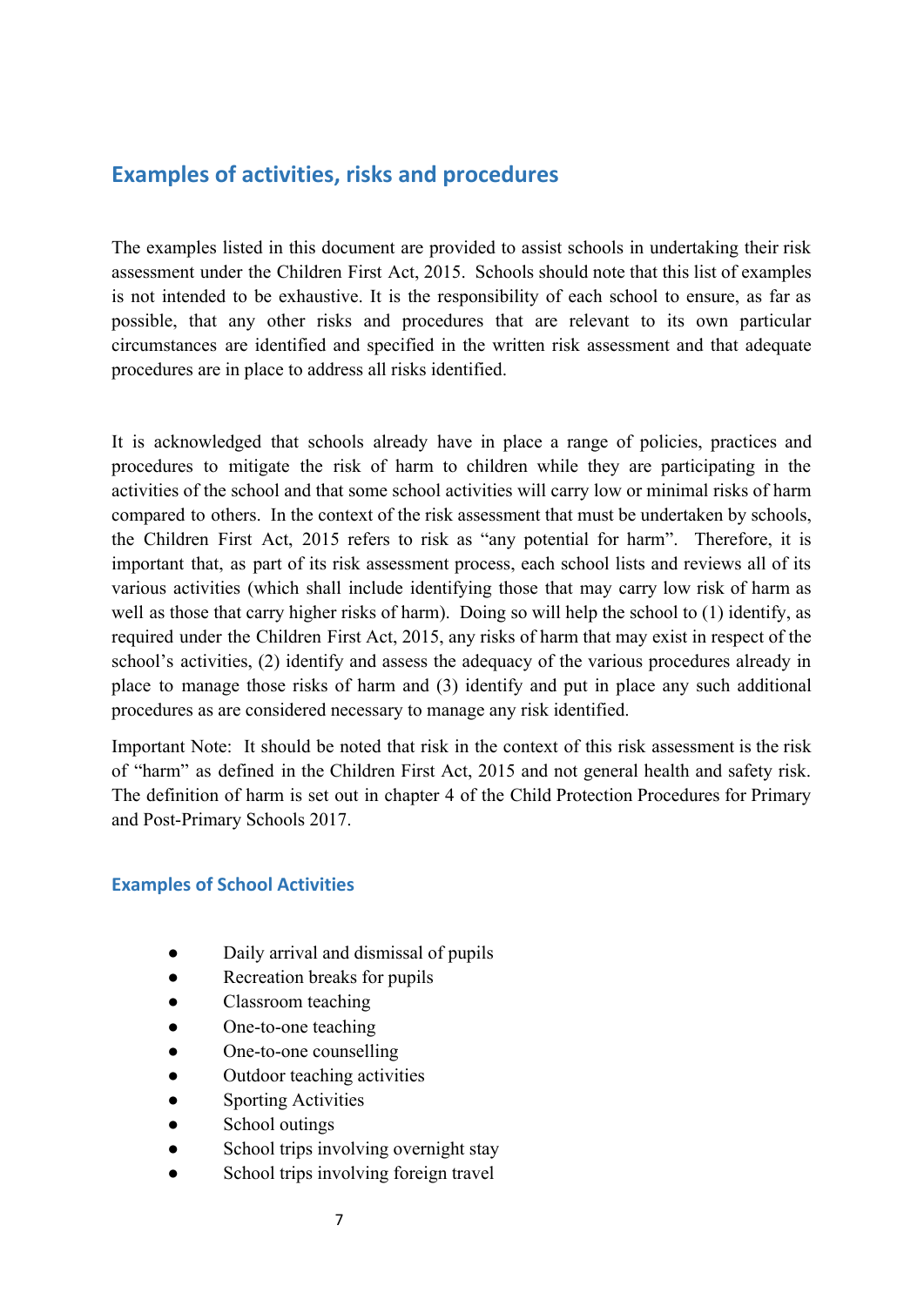## Examples of activities, risks and procedures

The examples listed in this document are provided to assist schools in undertaking their risk assessment under the Children First Act, 2015. Schools should note that this list of examples is not intended to be exhaustive. It is the responsibility of each school to ensure, as far as possible, that any other risks and procedures that are relevant to its own particular circumstances are identified and specified in the written risk assessment and that adequate procedures are in place to address all risks identified.

It is acknowledged that schools already have in place a range of policies, practices and procedures to mitigate the risk of harm to children while they are participating in the activities of the school and that some school activities will carry low or minimal risks of harm compared to others. In the context of the risk assessment that must be undertaken by schools, the Children First Act, 2015 refers to risk as "any potential for harm". Therefore, it is important that, as part of its risk assessment process, each school lists and reviews all of its various activities (which shall include identifying those that may carry low risk of harm as well as those that carry higher risks of harm). Doing so will help the school to (1) identify, as required under the Children First Act, 2015, any risks of harm that may exist in respect of the school's activities, (2) identify and assess the adequacy of the various procedures already in place to manage those risks of harm and (3) identify and put in place any such additional procedures as are considered necessary to manage any risk identified.

Important Note: It should be noted that risk in the context of this risk assessment is the risk of "harm" as defined in the Children First Act, 2015 and not general health and safety risk. The definition of harm is set out in chapter 4 of the Child Protection Procedures for Primary and Post-Primary Schools 2017.

### Examples of School Activities

- Daily arrival and dismissal of pupils
- Recreation breaks for pupils
- Classroom teaching
- One-to-one teaching
- One-to-one counselling
- Outdoor teaching activities
- Sporting Activities
- School outings
- School trips involving overnight stay
- School trips involving foreign travel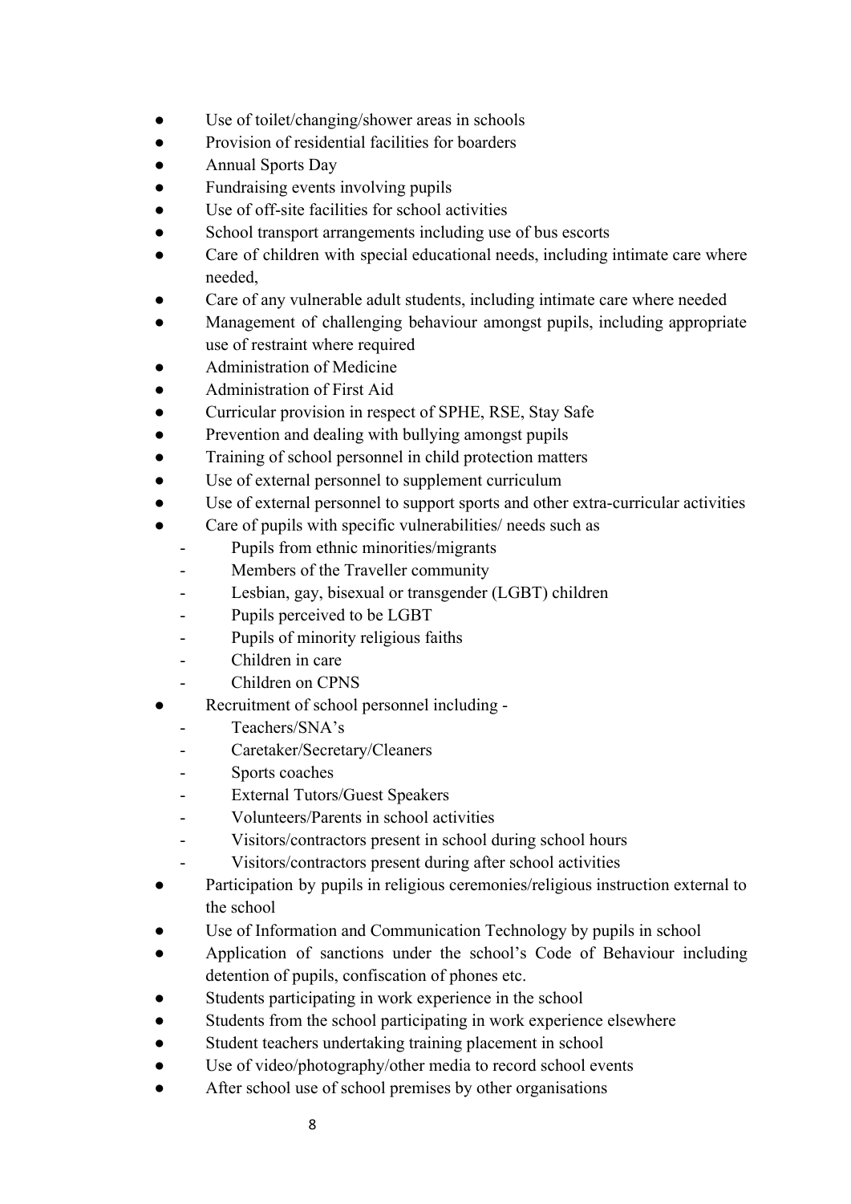- Use of toilet/changing/shower areas in schools
- Provision of residential facilities for boarders
- Annual Sports Day
- Fundraising events involving pupils
- Use of off-site facilities for school activities
- School transport arrangements including use of bus escorts
- Care of children with special educational needs, including intimate care where needed,
- Care of any vulnerable adult students, including intimate care where needed
- Management of challenging behaviour amongst pupils, including appropriate use of restraint where required
- Administration of Medicine
- Administration of First Aid
- Curricular provision in respect of SPHE, RSE, Stay Safe
- Prevention and dealing with bullying amongst pupils
- Training of school personnel in child protection matters
- Use of external personnel to supplement curriculum
- Use of external personnel to support sports and other extra-curricular activities
- Care of pupils with specific vulnerabilities/ needs such as
  - Pupils from ethnic minorities/migrants
  - Members of the Traveller community
  - Lesbian, gay, bisexual or transgender (LGBT) children
  - Pupils perceived to be LGBT
  - Pupils of minority religious faiths
  - Children in care
  - Children on CPNS
- Recruitment of school personnel including -
  - Teachers/SNA's
  - Caretaker/Secretary/Cleaners
  - Sports coaches
  - External Tutors/Guest Speakers
  - Volunteers/Parents in school activities
  - Visitors/contractors present in school during school hours
  - Visitors/contractors present during after school activities
- Participation by pupils in religious ceremonies/religious instruction external to the school
- Use of Information and Communication Technology by pupils in school
- Application of sanctions under the school's Code of Behaviour including detention of pupils, confiscation of phones etc.
- Students participating in work experience in the school
- Students from the school participating in work experience elsewhere
- Student teachers undertaking training placement in school
- Use of video/photography/other media to record school events
- After school use of school premises by other organisations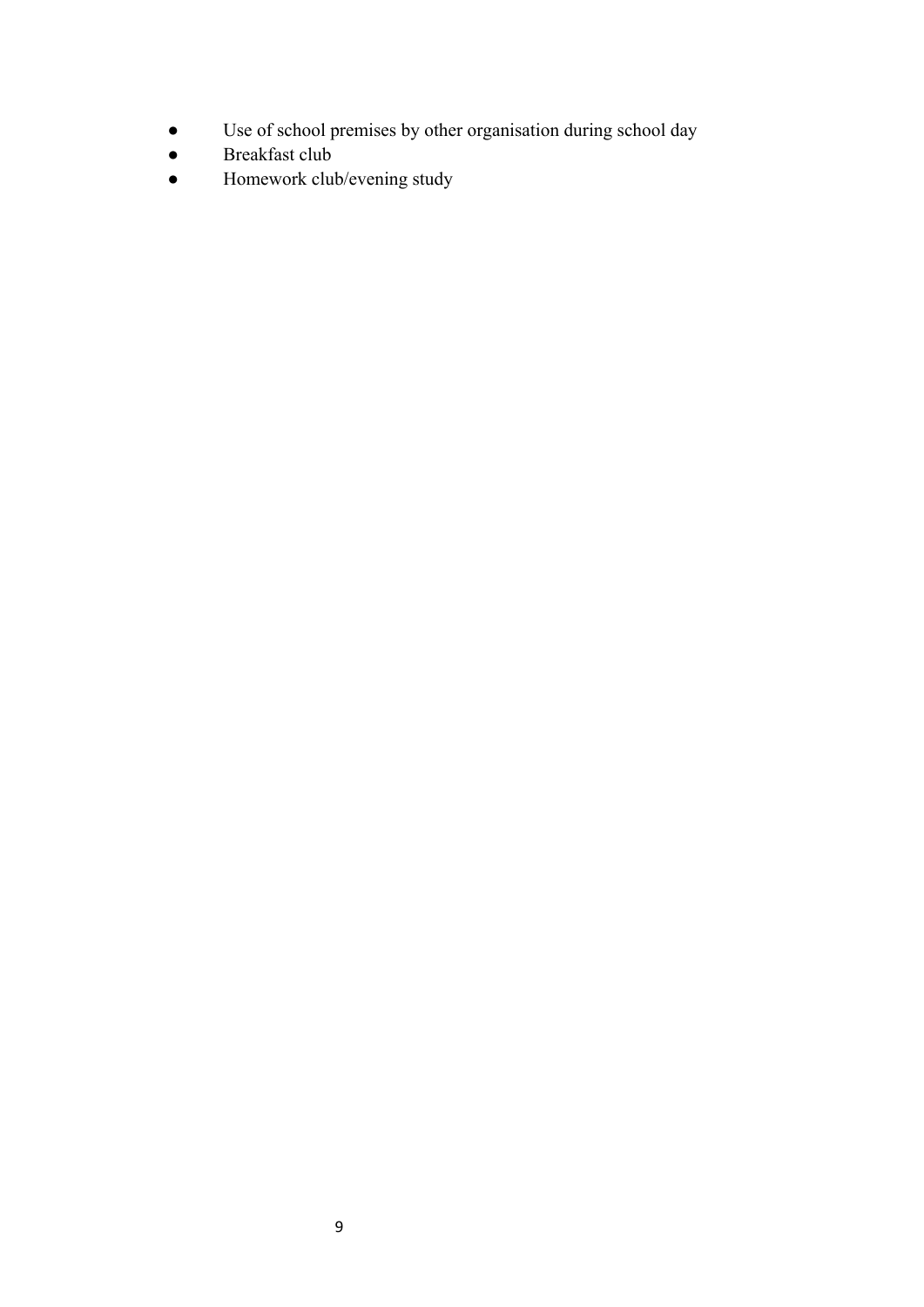- Use of school premises by other organisation during school day
- Breakfast club
- Homework club/evening study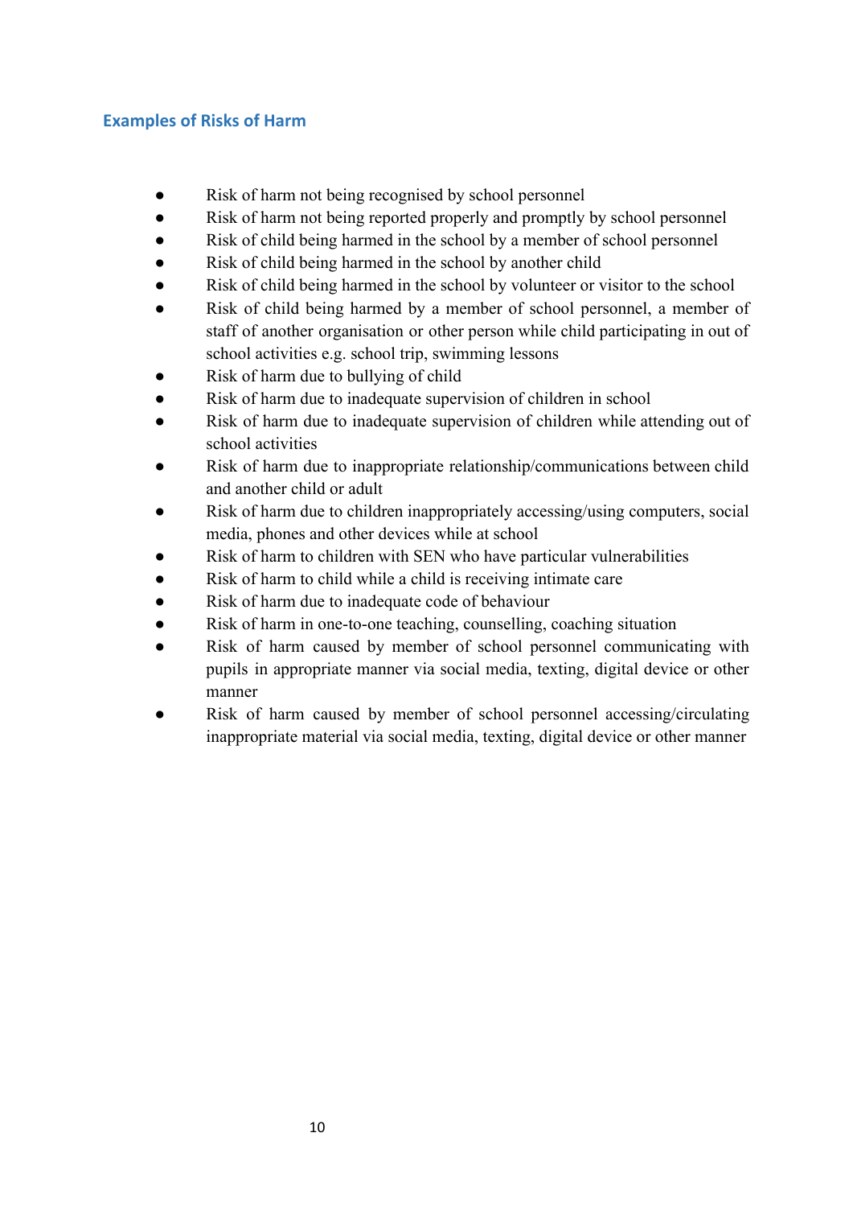## Examples of Risks of Harm

- Risk of harm not being recognised by school personnel
- Risk of harm not being reported properly and promptly by school personnel
- Risk of child being harmed in the school by a member of school personnel
- Risk of child being harmed in the school by another child
- Risk of child being harmed in the school by volunteer or visitor to the school
- Risk of child being harmed by a member of school personnel, a member of staff of another organisation or other person while child participating in out of school activities e.g. school trip, swimming lessons
- Risk of harm due to bullying of child
- Risk of harm due to inadequate supervision of children in school
- Risk of harm due to inadequate supervision of children while attending out of school activities
- Risk of harm due to inappropriate relationship/communications between child and another child or adult
- Risk of harm due to children inappropriately accessing/using computers, social media, phones and other devices while at school
- Risk of harm to children with SEN who have particular vulnerabilities
- Risk of harm to child while a child is receiving intimate care
- Risk of harm due to inadequate code of behaviour
- Risk of harm in one-to-one teaching, counselling, coaching situation
- Risk of harm caused by member of school personnel communicating with pupils in appropriate manner via social media, texting, digital device or other manner
- Risk of harm caused by member of school personnel accessing/circulating inappropriate material via social media, texting, digital device or other manner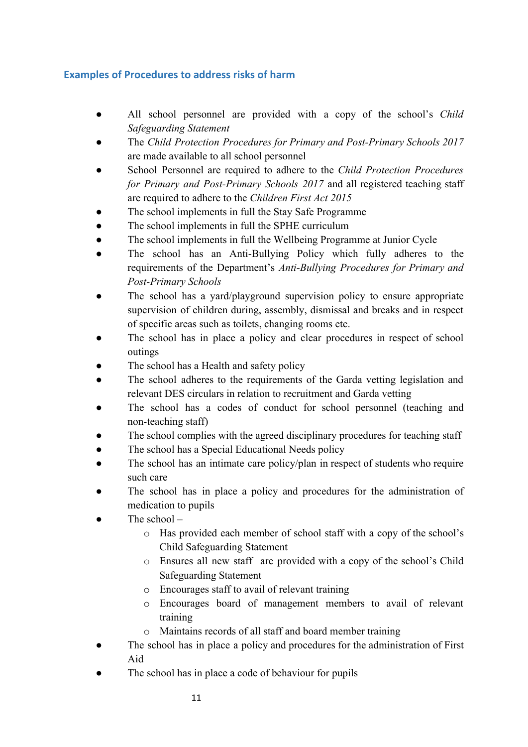## Examples of Procedures to address risks of harm

- All school personnel are provided with a copy of the school's *Child Safeguarding Statement*
- The *Child Protection Procedures for Primary and Post-Primary Schools 2017* are made available to all school personnel
- School Personnel are required to adhere to the *Child Protection Procedures for Primary and Post-Primary Schools 2017* and all registered teaching staff are required to adhere to the *Children First Act 2015*
- The school implements in full the Stay Safe Programme
- The school implements in full the SPHE curriculum
- The school implements in full the Wellbeing Programme at Junior Cycle
- The school has an Anti-Bullying Policy which fully adheres to the requirements of the Department's *Anti-Bullying Procedures for Primary and Post-Primary Schools*
- The school has a yard/playground supervision policy to ensure appropriate supervision of children during, assembly, dismissal and breaks and in respect of specific areas such as toilets, changing rooms etc.
- The school has in place a policy and clear procedures in respect of school outings
- The school has a Health and safety policy
- The school adheres to the requirements of the Garda vetting legislation and relevant DES circulars in relation to recruitment and Garda vetting
- The school has a codes of conduct for school personnel (teaching and non-teaching staff)
- The school complies with the agreed disciplinary procedures for teaching staff
- The school has a Special Educational Needs policy
- The school has an intimate care policy/plan in respect of students who require such care
- The school has in place a policy and procedures for the administration of medication to pupils
- The school –
  - Has provided each member of school staff with a copy of the school's Child Safeguarding Statement
  - Ensures all new staff are provided with a copy of the school's Child Safeguarding Statement
  - Encourages staff to avail of relevant training
  - Encourages board of management members to avail of relevant training
  - Maintains records of all staff and board member training
- The school has in place a policy and procedures for the administration of First Aid
- The school has in place a code of behaviour for pupils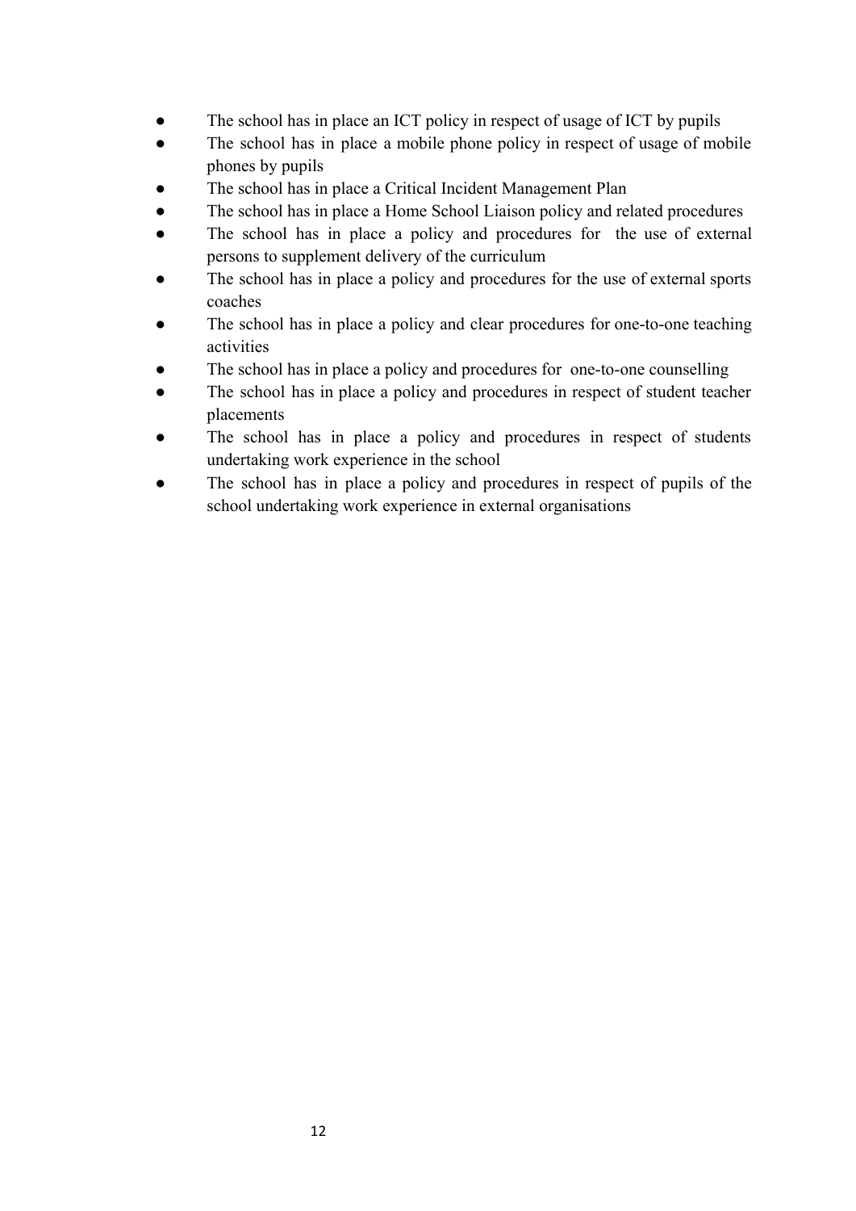- The school has in place an ICT policy in respect of usage of ICT by pupils
- The school has in place a mobile phone policy in respect of usage of mobile phones by pupils
- The school has in place a Critical Incident Management Plan
- The school has in place a Home School Liaison policy and related procedures
- The school has in place a policy and procedures for the use of external persons to supplement delivery of the curriculum
- The school has in place a policy and procedures for the use of external sports coaches
- The school has in place a policy and clear procedures for one-to-one teaching activities
- The school has in place a policy and procedures for one-to-one counselling
- The school has in place a policy and procedures in respect of student teacher placements
- The school has in place a policy and procedures in respect of students undertaking work experience in the school
- The school has in place a policy and procedures in respect of pupils of the school undertaking work experience in external organisations